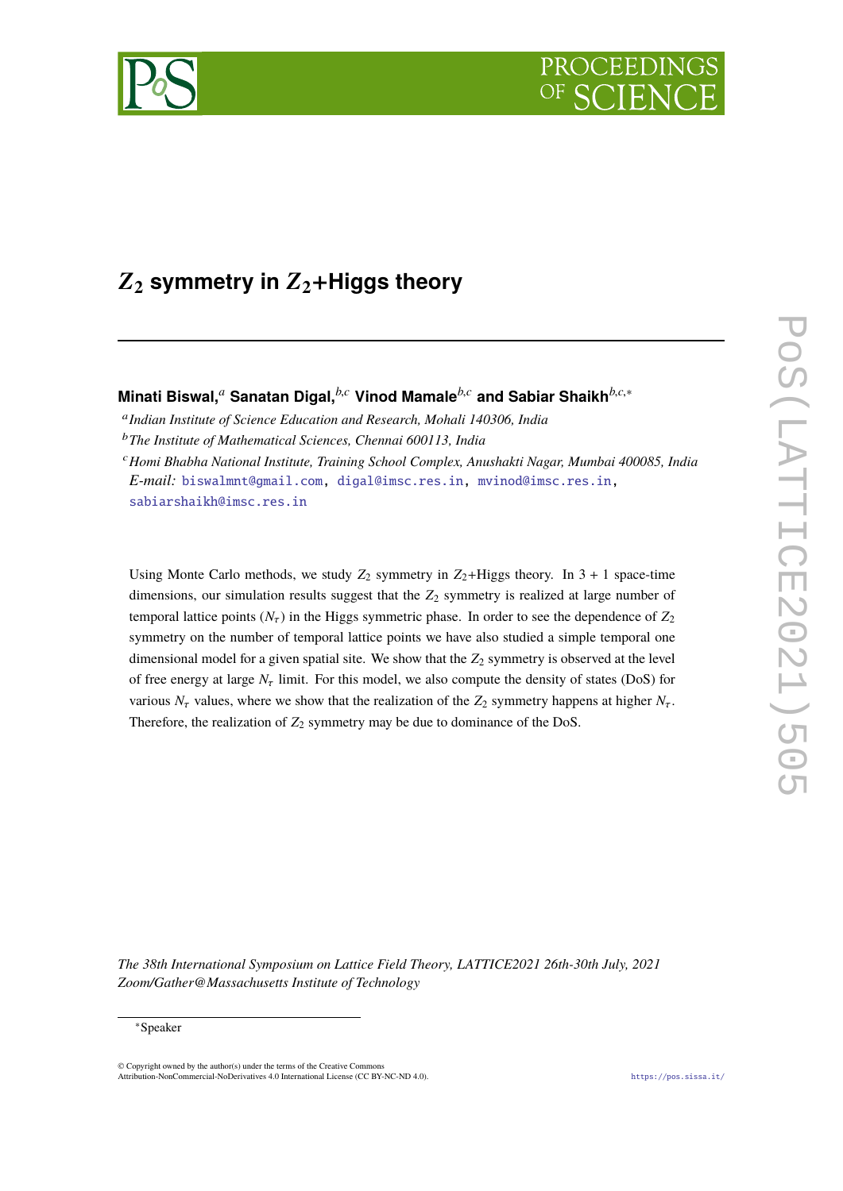# $Z_2$ symmetry in $Z_2$+Higgs theory

**Minati Biswal,**[a] **Sanatan Digal,**[b,c] **Vinod Mamale**[b,c] **and Sabiar Shaikh**[b,c,*]

[a] *Indian Institute of Science Education and Research, Mohali 140306, India*

[b] *The Institute of Mathematical Sciences, Chennai 600113, India*

[c] *Homi Bhabha National Institute, Training School Complex, Anushakti Nagar, Mumbai 400085, India*

*E-mail:* biswalmnt@gmail.com, digal@imsc.res.in, mvinod@imsc.res.in, sabiarshaikh@imsc.res.in

Using Monte Carlo methods, we study $Z_2$ symmetry in $Z_2$+Higgs theory. In $3 + 1$ space-time dimensions, our simulation results suggest that the $Z_2$ symmetry is realized at large number of temporal lattice points ($N_\tau$) in the Higgs symmetric phase. In order to see the dependence of $Z_2$ symmetry on the number of temporal lattice points we have also studied a simple temporal one dimensional model for a given spatial site. We show that the $Z_2$ symmetry is observed at the level of free energy at large $N_\tau$ limit. For this model, we also compute the density of states (DoS) for various $N_\tau$ values, where we show that the realization of the $Z_2$ symmetry happens at higher $N_\tau$. Therefore, the realization of $Z_2$ symmetry may be due to dominance of the DoS.

*The 38th International Symposium on Lattice Field Theory, LATTICE2021 26th-30th July, 2021 Zoom/Gather@Massachusetts Institute of Technology*

*Speaker

© Copyright owned by the author(s) under the terms of the Creative Commons Attribution-NonCommercial-NoDerivatives 4.0 International License (CC BY-NC-ND 4.0).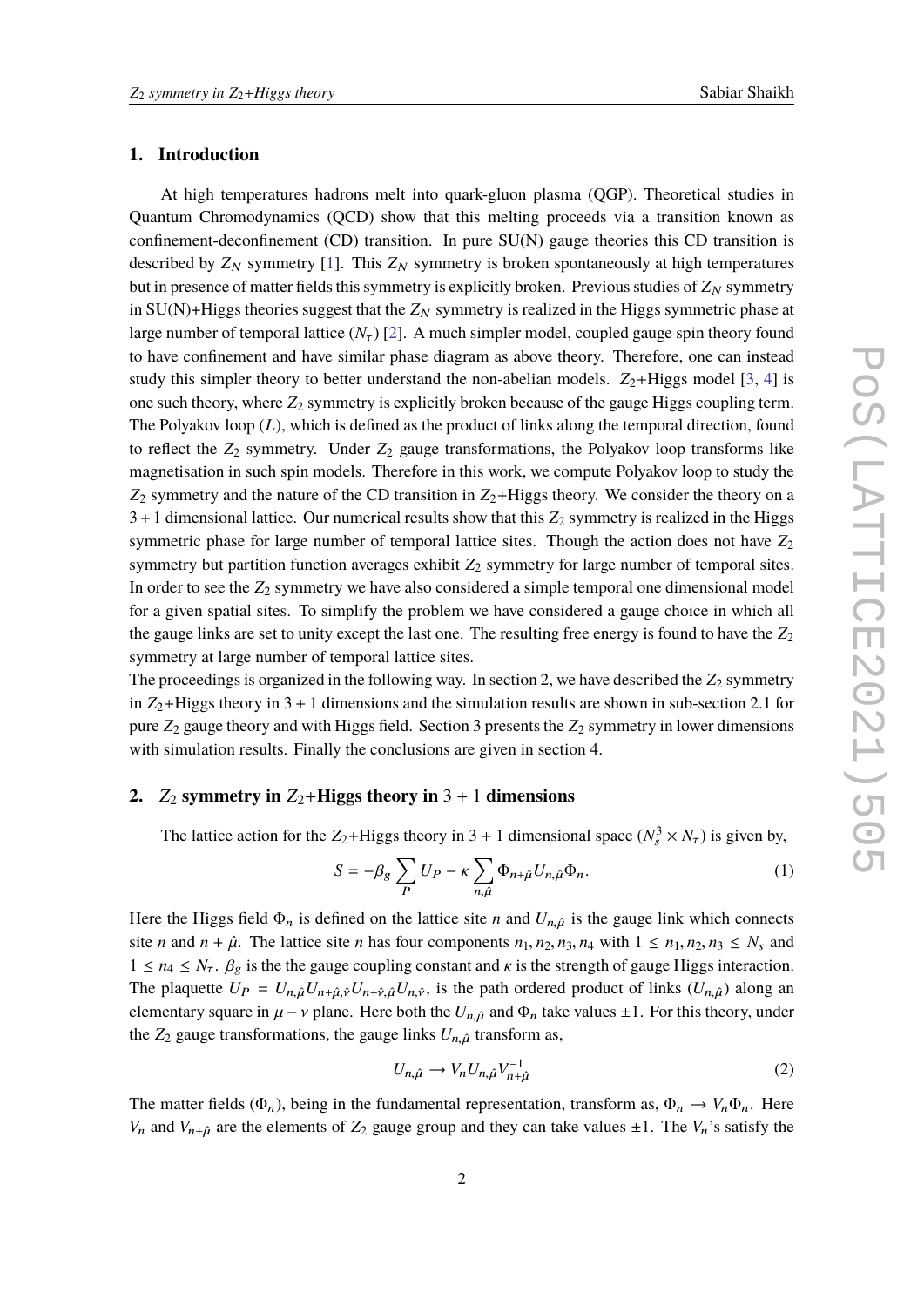## 1. Introduction

At high temperatures hadrons melt into quark-gluon plasma (QGP). Theoretical studies in Quantum Chromodynamics (QCD) show that this melting proceeds via a transition known as confinement-deconfinement (CD) transition. In pure SU(N) gauge theories this CD transition is described by $Z_N$ symmetry [1]. This $Z_N$ symmetry is broken spontaneously at high temperatures but in presence of matter fields this symmetry is explicitly broken. Previous studies of $Z_N$ symmetry in SU(N)+Higgs theories suggest that the $Z_N$ symmetry is realized in the Higgs symmetric phase at large number of temporal lattice ($N_\tau$) [2]. A much simpler model, coupled gauge spin theory found to have confinement and have similar phase diagram as above theory. Therefore, one can instead study this simpler theory to better understand the non-abelian models. $Z_2$+Higgs model [3, 4] is one such theory, where $Z_2$ symmetry is explicitly broken because of the gauge Higgs coupling term. The Polyakov loop ($L$), which is defined as the product of links along the temporal direction, found to reflect the $Z_2$ symmetry. Under $Z_2$ gauge transformations, the Polyakov loop transforms like magnetisation in such spin models. Therefore in this work, we compute Polyakov loop to study the $Z_2$ symmetry and the nature of the CD transition in $Z_2$+Higgs theory. We consider the theory on a $3+1$ dimensional lattice. Our numerical results show that this $Z_2$ symmetry is realized in the Higgs symmetric phase for large number of temporal lattice sites. Though the action does not have $Z_2$ symmetry but partition function averages exhibit $Z_2$ symmetry for large number of temporal sites. In order to see the $Z_2$ symmetry we have also considered a simple temporal one dimensional model for a given spatial sites. To simplify the problem we have considered a gauge choice in which all the gauge links are set to unity except the last one. The resulting free energy is found to have the $Z_2$ symmetry at large number of temporal lattice sites.

The proceedings is organized in the following way. In section 2, we have described the $Z_2$ symmetry in $Z_2$+Higgs theory in $3+1$ dimensions and the simulation results are shown in sub-section 2.1 for pure $Z_2$ gauge theory and with Higgs field. Section 3 presents the $Z_2$ symmetry in lower dimensions with simulation results. Finally the conclusions are given in section 4.

## 2. $Z_2$ symmetry in $Z_2$+Higgs theory in $3+1$ dimensions

The lattice action for the $Z_2$+Higgs theory in 3 + 1 dimensional space ($N_s^3 \times N_\tau$) is given by,

$$S = -\beta_g \sum_P U_P - \kappa \sum_{n,\hat{\mu}} \Phi_{n+\hat{\mu}} U_{n,\hat{\mu}} \Phi_n. \tag{1}$$

Here the Higgs field $\Phi_n$ is defined on the lattice site $n$ and $U_{n,\hat{\mu}}$ is the gauge link which connects site $n$ and $n+\hat{\mu}$. The lattice site $n$ has four components $n_1, n_2, n_3, n_4$ with $1 \leq n_1, n_2, n_3 \leq N_s$ and $1 \leq n_4 \leq N_\tau$. $\beta_g$ is the the gauge coupling constant and $\kappa$ is the strength of gauge Higgs interaction. The plaquette $U_P = U_{n,\hat{\mu}} U_{n+\hat{\mu},\hat{\nu}} U_{n+\hat{\nu},\hat{\mu}} U_{n,\hat{\nu}}$, is the path ordered product of links ($U_{n,\hat{\mu}}$) along an elementary square in $\mu - \nu$ plane. Here both the $U_{n,\hat{\mu}}$ and $\Phi_n$ take values $\pm 1$. For this theory, under the $Z_2$ gauge transformations, the gauge links $U_{n,\hat{\mu}}$ transform as,

$$U_{n,\hat{\mu}} \to V_n U_{n,\hat{\mu}} V_{n+\hat{\mu}}^{-1} \tag{2}$$

The matter fields ($\Phi_n$), being in the fundamental representation, transform as, $\Phi_n \to V_n \Phi_n$. Here $V_n$ and $V_{n+\hat{\mu}}$ are the elements of $Z_2$ gauge group and they can take values $\pm 1$. The $V_n$'s satisfy the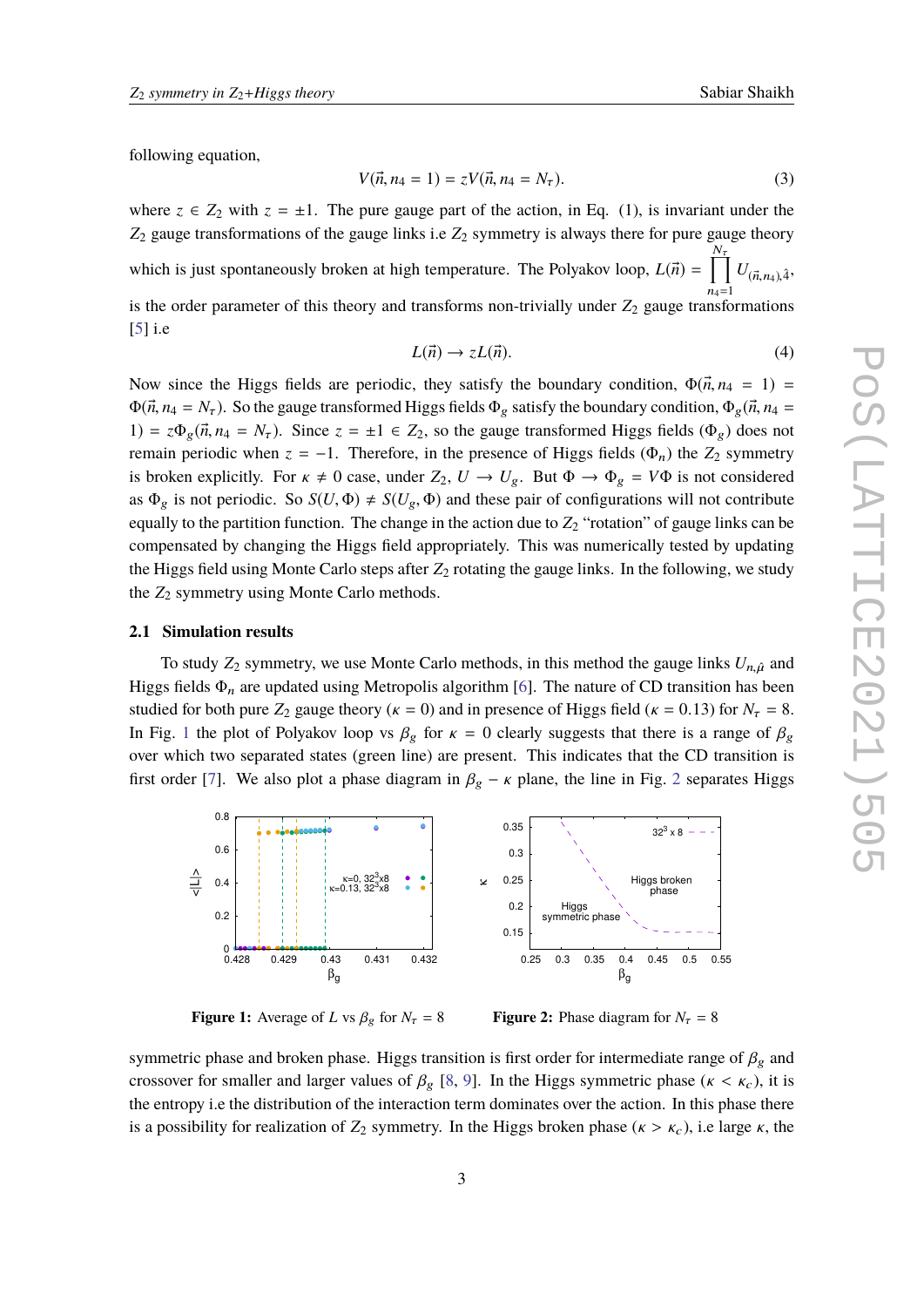following equation,

$$V(\vec{n}, n_4 = 1) = zV(\vec{n}, n_4 = N_\tau). \tag{3}$$

where $z \in Z_2$ with $z = \pm 1$. The pure gauge part of the action, in Eq. (1), is invariant under the $Z_2$ gauge transformations of the gauge links i.e $Z_2$ symmetry is always there for pure gauge theory which is just spontaneously broken at high temperature. The Polyakov loop, $L(\vec{n}) = \prod_{n_4=1}^{N_\tau} U_{(\vec{n},n_4),\hat{4}}$, is the order parameter of this theory and transforms non-trivially under $Z_2$ gauge transformations [5] i.e

$$L(\vec{n}) \to zL(\vec{n}). \tag{4}$$

Now since the Higgs fields are periodic, they satisfy the boundary condition, $\Phi(\vec{n}, n_4 = 1) = \Phi(\vec{n}, n_4 = N_\tau)$. So the gauge transformed Higgs fields $\Phi_g$ satisfy the boundary condition, $\Phi_g(\vec{n}, n_4 = 1) = z\Phi_g(\vec{n}, n_4 = N_\tau)$. Since $z = \pm 1 \in Z_2$, so the gauge transformed Higgs fields ($\Phi_g$) does not remain periodic when $z = -1$. Therefore, in the presence of Higgs fields ($\Phi_n$) the $Z_2$ symmetry is broken explicitly. For $\kappa \neq 0$ case, under $Z_2$, $U \to U_g$. But $\Phi \to \Phi_g = V\Phi$ is not considered as $\Phi_g$ is not periodic. So $S(U, \Phi) \neq S(U_g, \Phi)$ and these pair of configurations will not contribute equally to the partition function. The change in the action due to $Z_2$ "rotation" of gauge links can be compensated by changing the Higgs field appropriately. This was numerically tested by updating the Higgs field using Monte Carlo steps after $Z_2$ rotating the gauge links. In the following, we study the $Z_2$ symmetry using Monte Carlo methods.

### 2.1 Simulation results

To study $Z_2$ symmetry, we use Monte Carlo methods, in this method the gauge links $U_{n,\hat{\mu}}$ and Higgs fields $\Phi_n$ are updated using Metropolis algorithm [6]. The nature of CD transition has been studied for both pure $Z_2$ gauge theory ($\kappa = 0$) and in presence of Higgs field ($\kappa = 0.13$) for $N_\tau = 8$. In Fig. 1 the plot of Polyakov loop vs $\beta_g$ for $\kappa = 0$ clearly suggests that there is a range of $\beta_g$ over which two separated states (green line) are present. This indicates that the CD transition is first order [7]. We also plot a phase diagram in $\beta_g - \kappa$ plane, the line in Fig. 2 separates Higgs

**Figure 1:** Average of $L$ vs $\beta_g$ for $N_\tau = 8$

**Figure 2:** Phase diagram for $N_\tau = 8$

symmetric phase and broken phase. Higgs transition is first order for intermediate range of $\beta_g$ and crossover for smaller and larger values of $\beta_g$ [8, 9]. In the Higgs symmetric phase ($\kappa < \kappa_c$), it is the entropy i.e the distribution of the interaction term dominates over the action. In this phase there is a possibility for realization of $Z_2$ symmetry. In the Higgs broken phase ($\kappa > \kappa_c$), i.e large $\kappa$, the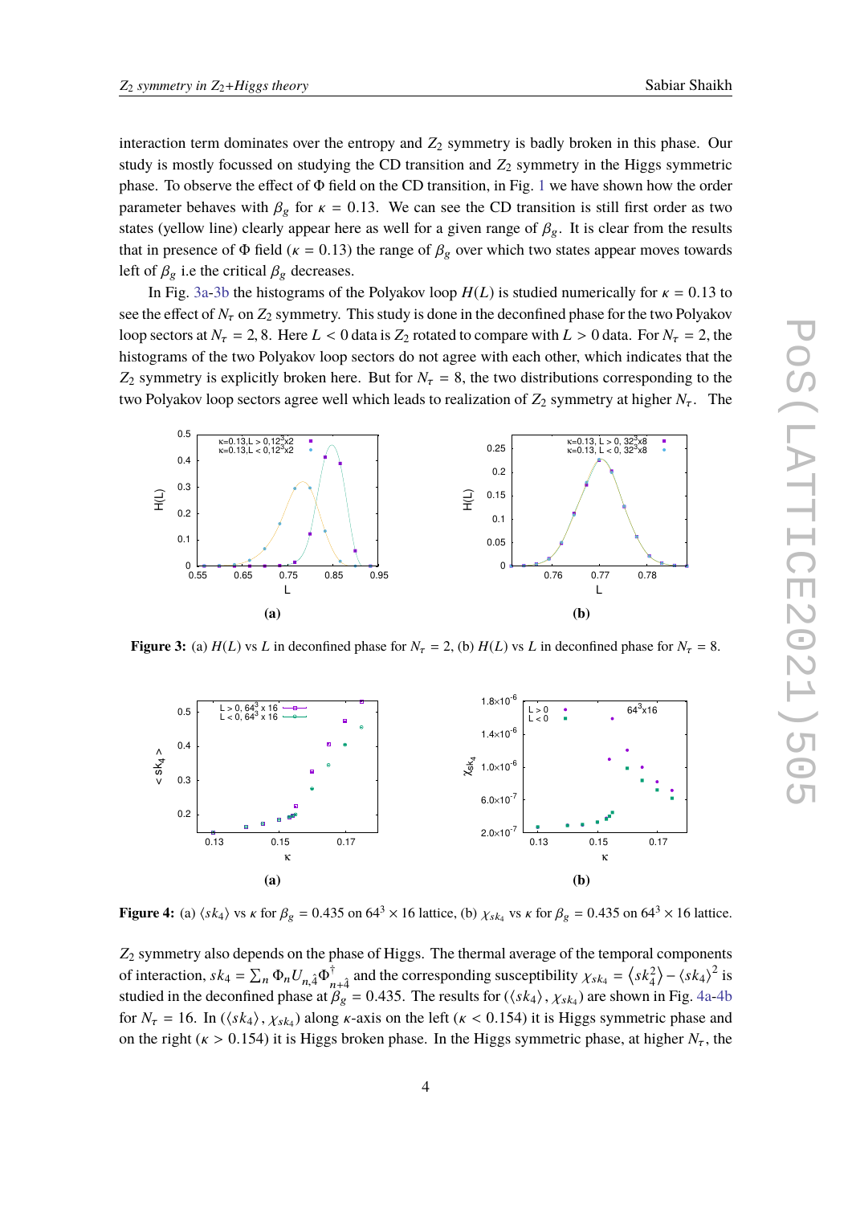interaction term dominates over the entropy and $Z_2$ symmetry is badly broken in this phase. Our study is mostly focussed on studying the CD transition and $Z_2$ symmetry in the Higgs symmetric phase. To observe the effect of $\Phi$ field on the CD transition, in Fig. 1 we have shown how the order parameter behaves with $\beta_g$ for $\kappa = 0.13$. We can see the CD transition is still first order as two states (yellow line) clearly appear here as well for a given range of $\beta_g$. It is clear from the results that in presence of $\Phi$ field ($\kappa = 0.13$) the range of $\beta_g$ over which two states appear moves towards left of $\beta_g$ i.e the critical $\beta_g$ decreases.

In Fig. 3a-3b the histograms of the Polyakov loop $H(L)$ is studied numerically for $\kappa = 0.13$ to see the effect of $N_\tau$ on $Z_2$ symmetry. This study is done in the deconfined phase for the two Polyakov loop sectors at $N_\tau = 2, 8$. Here $L < 0$ data is $Z_2$ rotated to compare with $L > 0$ data. For $N_\tau = 2$, the histograms of the two Polyakov loop sectors do not agree with each other, which indicates that the $Z_2$ symmetry is explicitly broken here. But for $N_\tau = 8$, the two distributions corresponding to the two Polyakov loop sectors agree well which leads to realization of $Z_2$ symmetry at higher $N_\tau$. The

**(a)** **(b)**

**Figure 3:** (a) $H(L)$ vs $L$ in deconfined phase for $N_\tau = 2$, (b) $H(L)$ vs $L$ in deconfined phase for $N_\tau = 8$.

**(a)** **(b)**

**Figure 4:** (a) $\langle sk_4 \rangle$ vs $\kappa$ for $\beta_g = 0.435$ on $64^3 \times 16$ lattice, (b) $\chi_{sk_4}$ vs $\kappa$ for $\beta_g = 0.435$ on $64^3 \times 16$ lattice.

$Z_2$ symmetry also depends on the phase of Higgs. The thermal average of the temporal components of interaction, $sk_4 = \sum_n \Phi_n U_{n,\hat{4}} \Phi^\dagger_{n+\hat{4}}$ and the corresponding susceptibility $\chi_{sk_4} = \langle sk_4^2 \rangle - \langle sk_4 \rangle^2$ is studied in the deconfined phase at $\beta_g = 0.435$. The results for $(\langle sk_4 \rangle, \chi_{sk_4})$ are shown in Fig. 4a-4b for $N_\tau = 16$. In $(\langle sk_4 \rangle, \chi_{sk_4})$ along $\kappa$-axis on the left ($\kappa < 0.154$) it is Higgs symmetric phase and on the right ($\kappa > 0.154$) it is Higgs broken phase. In the Higgs symmetric phase, at higher $N_\tau$, the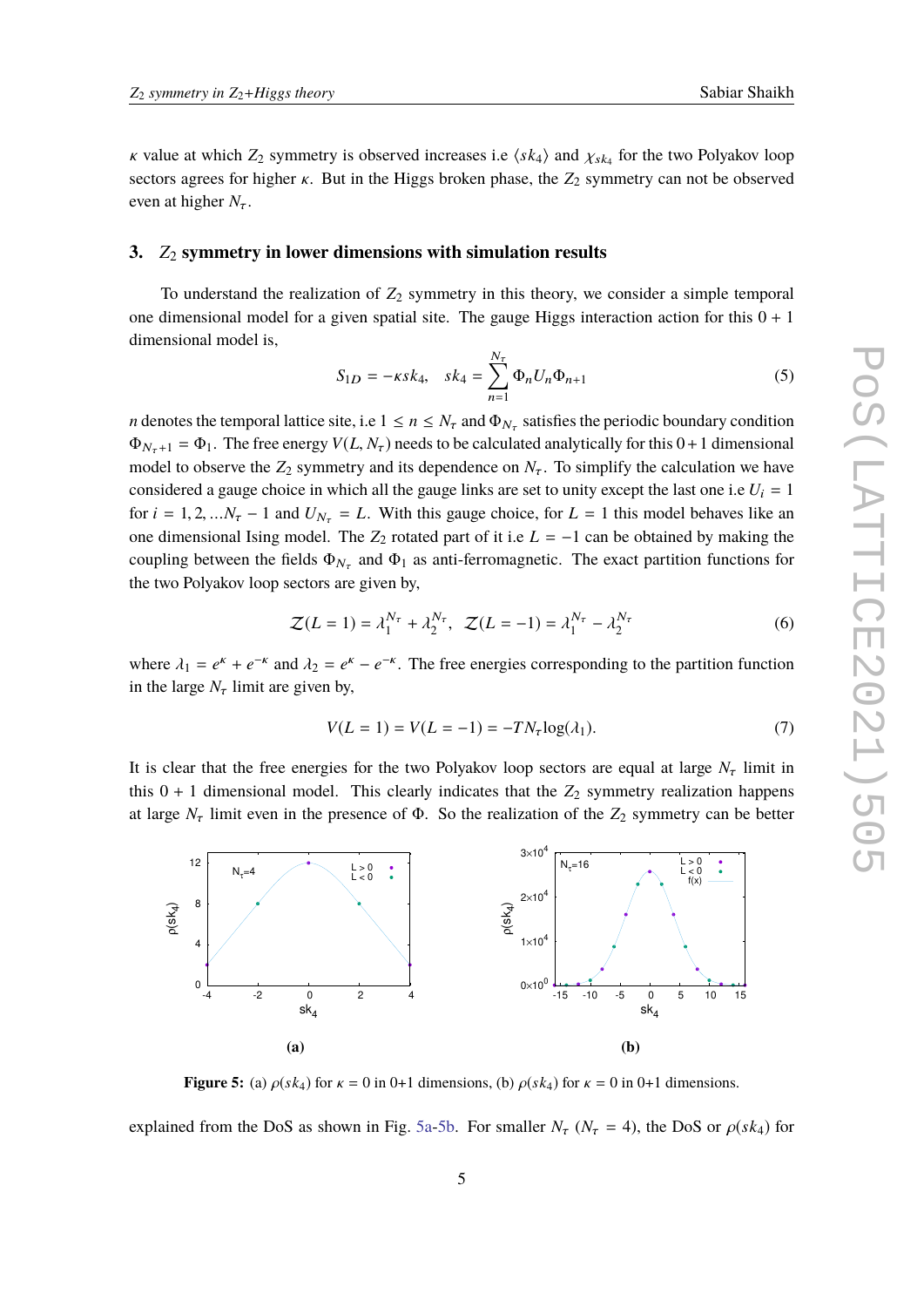$\kappa$ value at which $Z_2$ symmetry is observed increases i.e $\langle sk_4 \rangle$ and $\chi_{sk_4}$ for the two Polyakov loop sectors agrees for higher $\kappa$. But in the Higgs broken phase, the $Z_2$ symmetry can not be observed even at higher $N_\tau$.

## 3. $Z_2$ symmetry in lower dimensions with simulation results

To understand the realization of $Z_2$ symmetry in this theory, we consider a simple temporal one dimensional model for a given spatial site. The gauge Higgs interaction action for this $0+1$ dimensional model is,

$$S_{1D} = -\kappa sk_4, \quad sk_4 = \sum_{n=1}^{N_\tau} \Phi_n U_n \Phi_{n+1} \tag{5}$$

$n$ denotes the temporal lattice site, i.e $1 \leq n \leq N_\tau$ and $\Phi_{N_\tau}$ satisfies the periodic boundary condition $\Phi_{N_\tau+1} = \Phi_1$. The free energy $V(L, N_\tau)$ needs to be calculated analytically for this $0+1$ dimensional model to observe the $Z_2$ symmetry and its dependence on $N_\tau$. To simplify the calculation we have considered a gauge choice in which all the gauge links are set to unity except the last one i.e $U_i = 1$ for $i = 1, 2, ...N_\tau - 1$ and $U_{N_\tau} = L$. With this gauge choice, for $L = 1$ this model behaves like an one dimensional Ising model. The $Z_2$ rotated part of it i.e $L = -1$ can be obtained by making the coupling between the fields $\Phi_{N_\tau}$ and $\Phi_1$ as anti-ferromagnetic. The exact partition functions for the two Polyakov loop sectors are given by,

$$\mathcal{Z}(L=1) = \lambda_1^{N_\tau} + \lambda_2^{N_\tau}, \quad \mathcal{Z}(L=-1) = \lambda_1^{N_\tau} - \lambda_2^{N_\tau} \tag{6}$$

where $\lambda_1 = e^\kappa + e^{-\kappa}$ and $\lambda_2 = e^\kappa - e^{-\kappa}$. The free energies corresponding to the partition function in the large $N_\tau$ limit are given by,

$$V(L=1) = V(L=-1) = -TN_\tau \log(\lambda_1). \tag{7}$$

It is clear that the free energies for the two Polyakov loop sectors are equal at large $N_\tau$ limit in this $0+1$ dimensional model. This clearly indicates that the $Z_2$ symmetry realization happens at large $N_\tau$ limit even in the presence of $\Phi$. So the realization of the $Z_2$ symmetry can be better

**(a)** **(b)**

**Figure 5:** (a) $\rho(sk_4)$ for $\kappa = 0$ in 0+1 dimensions, (b) $\rho(sk_4)$ for $\kappa = 0$ in 0+1 dimensions.

explained from the DoS as shown in Fig. 5a-5b. For smaller $N_\tau$ ($N_\tau = 4$), the DoS or $\rho(sk_4)$ for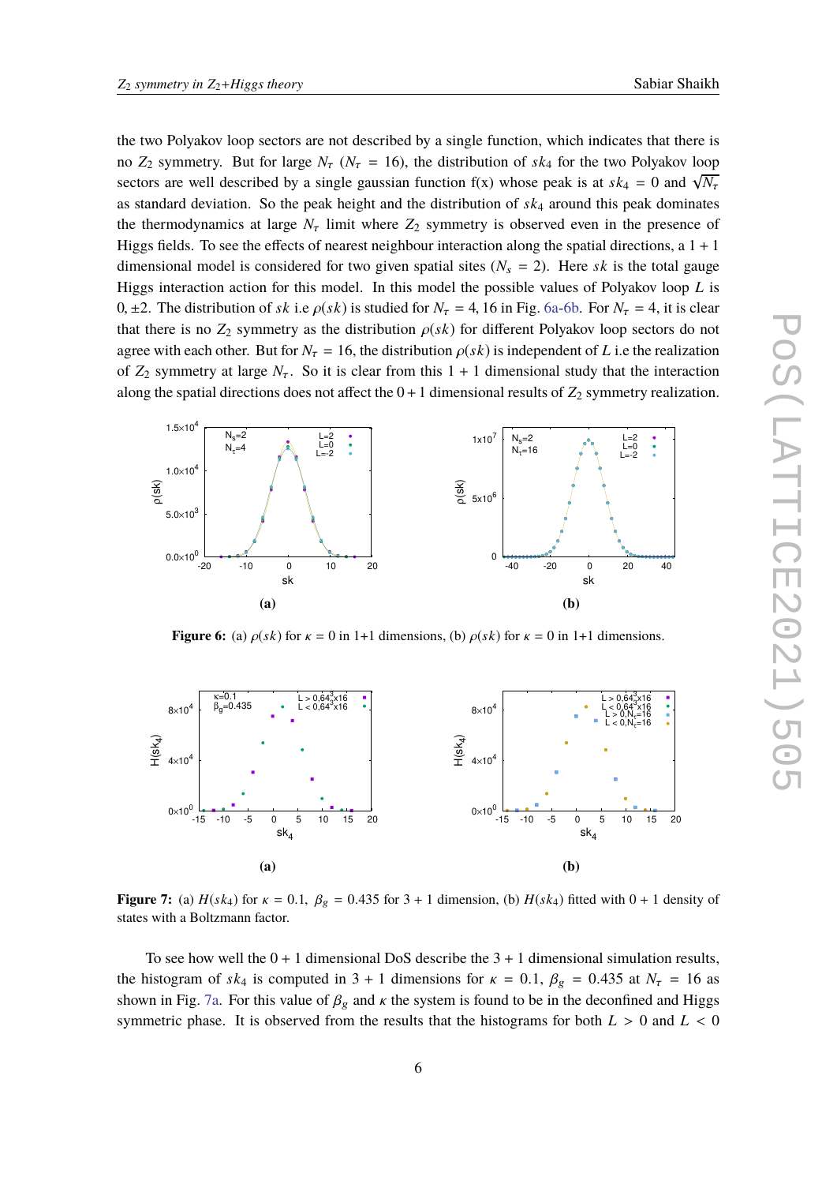the two Polyakov loop sectors are not described by a single function, which indicates that there is no $Z_2$ symmetry. But for large $N_\tau$ ($N_\tau = 16$), the distribution of $sk_4$ for the two Polyakov loop sectors are well described by a single gaussian function f(x) whose peak is at $sk_4 = 0$ and $\sqrt{N_\tau}$ as standard deviation. So the peak height and the distribution of $sk_4$ around this peak dominates the thermodynamics at large $N_\tau$ limit where $Z_2$ symmetry is observed even in the presence of Higgs fields. To see the effects of nearest neighbour interaction along the spatial directions, a $1+1$ dimensional model is considered for two given spatial sites ($N_s = 2$). Here $sk$ is the total gauge Higgs interaction action for this model. In this model the possible values of Polyakov loop $L$ is $0, \pm 2$. The distribution of $sk$ i.e $\rho(sk)$ is studied for $N_\tau = 4, 16$ in Fig. 6a-6b. For $N_\tau = 4$, it is clear that there is no $Z_2$ symmetry as the distribution $\rho(sk)$ for different Polyakov loop sectors do not agree with each other. But for $N_\tau = 16$, the distribution $\rho(sk)$ is independent of $L$ i.e the realization of $Z_2$ symmetry at large $N_\tau$. So it is clear from this $1+1$ dimensional study that the interaction along the spatial directions does not affect the $0+1$ dimensional results of $Z_2$ symmetry realization.

**Figure 6:** (a) $\rho(sk)$ for $\kappa = 0$ in 1+1 dimensions, (b) $\rho(sk)$ for $\kappa = 0$ in 1+1 dimensions.

**Figure 7:** (a) $H(sk_4)$ for $\kappa = 0.1$, $\beta_g = 0.435$ for $3+1$ dimension, (b) $H(sk_4)$ fitted with $0+1$ density of states with a Boltzmann factor.

To see how well the $0+1$ dimensional DoS describe the $3+1$ dimensional simulation results, the histogram of $sk_4$ is computed in $3+1$ dimensions for $\kappa = 0.1$, $\beta_g = 0.435$ at $N_\tau = 16$ as shown in Fig. 7a. For this value of $\beta_g$ and $\kappa$ the system is found to be in the deconfined and Higgs symmetric phase. It is observed from the results that the histograms for both $L > 0$ and $L < 0$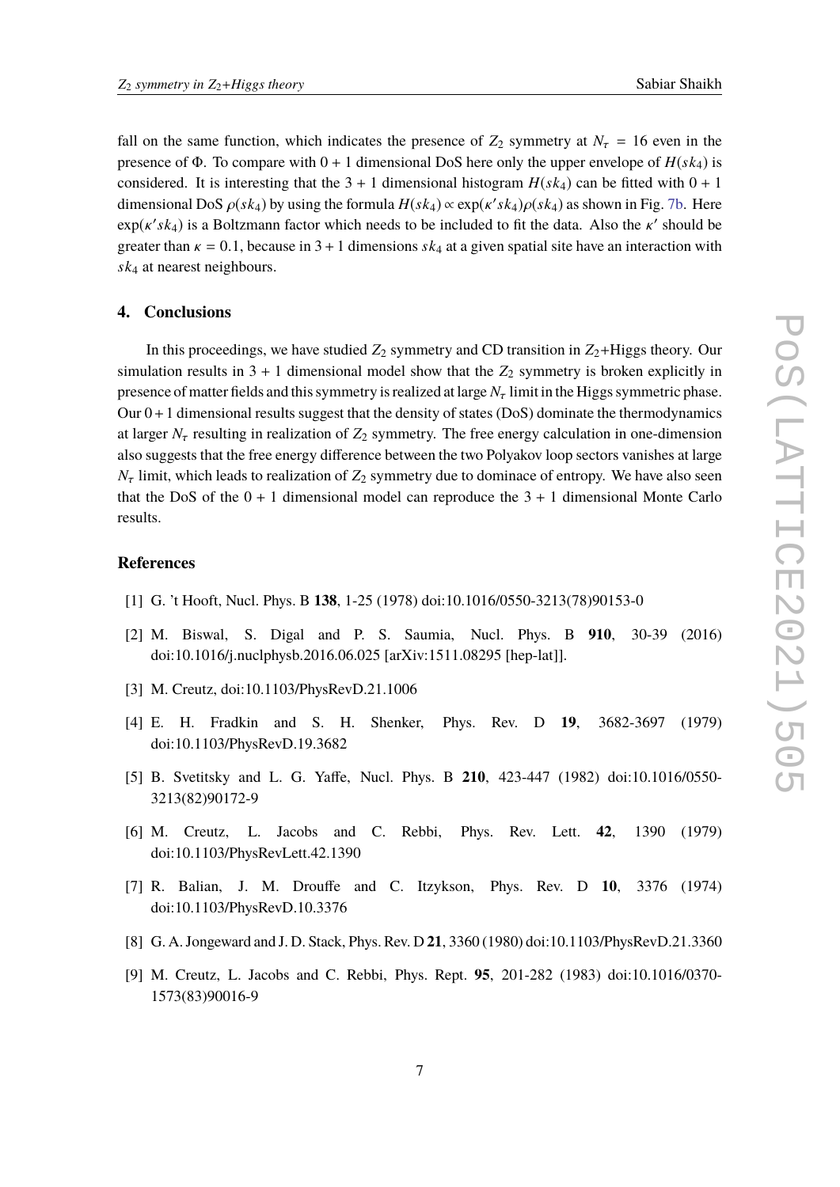fall on the same function, which indicates the presence of $Z_2$ symmetry at $N_\tau = 16$ even in the presence of $\Phi$. To compare with $0 + 1$ dimensional DoS here only the upper envelope of $H(sk_4)$ is considered. It is interesting that the $3 + 1$ dimensional histogram $H(sk_4)$ can be fitted with $0 + 1$ dimensional DoS $\rho(sk_4)$ by using the formula $H(sk_4) \propto \exp(\kappa' sk_4)\rho(sk_4)$ as shown in Fig. 7b. Here $\exp(\kappa' sk_4)$ is a Boltzmann factor which needs to be included to fit the data. Also the $\kappa'$ should be greater than $\kappa = 0.1$, because in $3 + 1$ dimensions $sk_4$ at a given spatial site have an interaction with $sk_4$ at nearest neighbours.

## 4. Conclusions

In this proceedings, we have studied $Z_2$ symmetry and CD transition in $Z_2$+Higgs theory. Our simulation results in $3 + 1$ dimensional model show that the $Z_2$ symmetry is broken explicitly in presence of matter fields and this symmetry is realized at large $N_\tau$ limit in the Higgs symmetric phase. Our $0 + 1$ dimensional results suggest that the density of states (DoS) dominate the thermodynamics at larger $N_\tau$ resulting in realization of $Z_2$ symmetry. The free energy calculation in one-dimension also suggests that the free energy difference between the two Polyakov loop sectors vanishes at large $N_\tau$ limit, which leads to realization of $Z_2$ symmetry due to dominace of entropy. We have also seen that the DoS of the $0 + 1$ dimensional model can reproduce the $3 + 1$ dimensional Monte Carlo results.

## References

[1] G. 't Hooft, Nucl. Phys. B **138**, 1-25 (1978) doi:10.1016/0550-3213(78)90153-0

[2] M. Biswal, S. Digal and P. S. Saumia, Nucl. Phys. B **910**, 30-39 (2016) doi:10.1016/j.nuclphysb.2016.06.025 [arXiv:1511.08295 [hep-lat]].

[3] M. Creutz, doi:10.1103/PhysRevD.21.1006

[4] E. H. Fradkin and S. H. Shenker, Phys. Rev. D **19**, 3682-3697 (1979) doi:10.1103/PhysRevD.19.3682

[5] B. Svetitsky and L. G. Yaffe, Nucl. Phys. B **210**, 423-447 (1982) doi:10.1016/0550-3213(82)90172-9

[6] M. Creutz, L. Jacobs and C. Rebbi, Phys. Rev. Lett. **42**, 1390 (1979) doi:10.1103/PhysRevLett.42.1390

[7] R. Balian, J. M. Drouffe and C. Itzykson, Phys. Rev. D **10**, 3376 (1974) doi:10.1103/PhysRevD.10.3376

[8] G. A. Jongeward and J. D. Stack, Phys. Rev. D **21**, 3360 (1980) doi:10.1103/PhysRevD.21.3360

[9] M. Creutz, L. Jacobs and C. Rebbi, Phys. Rept. **95**, 201-282 (1983) doi:10.1016/0370-1573(83)90016-9